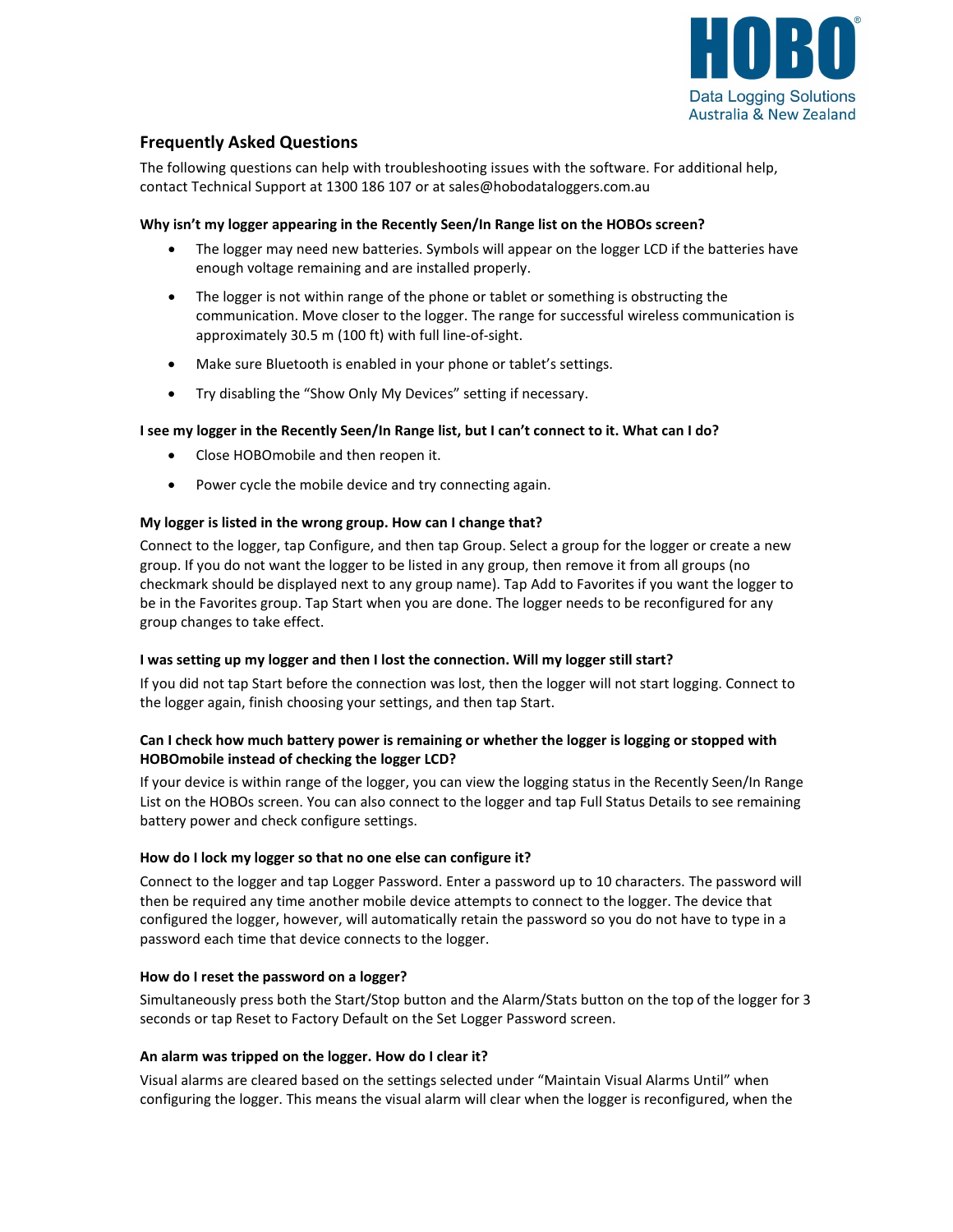HOBO®
Data Logging Solutions
Australia & New Zealand

## Frequently Asked Questions

The following questions can help with troubleshooting issues with the software. For additional help, contact Technical Support at 1300 186 107 or at sales@hobodataloggers.com.au

**Why isn't my logger appearing in the Recently Seen/In Range list on the HOBOs screen?**

- The logger may need new batteries. Symbols will appear on the logger LCD if the batteries have enough voltage remaining and are installed properly.
- The logger is not within range of the phone or tablet or something is obstructing the communication. Move closer to the logger. The range for successful wireless communication is approximately 30.5 m (100 ft) with full line-of-sight.
- Make sure Bluetooth is enabled in your phone or tablet's settings.
- Try disabling the "Show Only My Devices" setting if necessary.

**I see my logger in the Recently Seen/In Range list, but I can't connect to it. What can I do?**

- Close HOBOmobile and then reopen it.
- Power cycle the mobile device and try connecting again.

**My logger is listed in the wrong group. How can I change that?**

Connect to the logger, tap Configure, and then tap Group. Select a group for the logger or create a new group. If you do not want the logger to be listed in any group, then remove it from all groups (no checkmark should be displayed next to any group name). Tap Add to Favorites if you want the logger to be in the Favorites group. Tap Start when you are done. The logger needs to be reconfigured for any group changes to take effect.

**I was setting up my logger and then I lost the connection. Will my logger still start?**

If you did not tap Start before the connection was lost, then the logger will not start logging. Connect to the logger again, finish choosing your settings, and then tap Start.

**Can I check how much battery power is remaining or whether the logger is logging or stopped with HOBOmobile instead of checking the logger LCD?**

If your device is within range of the logger, you can view the logging status in the Recently Seen/In Range List on the HOBOs screen. You can also connect to the logger and tap Full Status Details to see remaining battery power and check configure settings.

**How do I lock my logger so that no one else can configure it?**

Connect to the logger and tap Logger Password. Enter a password up to 10 characters. The password will then be required any time another mobile device attempts to connect to the logger. The device that configured the logger, however, will automatically retain the password so you do not have to type in a password each time that device connects to the logger.

**How do I reset the password on a logger?**

Simultaneously press both the Start/Stop button and the Alarm/Stats button on the top of the logger for 3 seconds or tap Reset to Factory Default on the Set Logger Password screen.

**An alarm was tripped on the logger. How do I clear it?**

Visual alarms are cleared based on the settings selected under "Maintain Visual Alarms Until" when configuring the logger. This means the visual alarm will clear when the logger is reconfigured, when the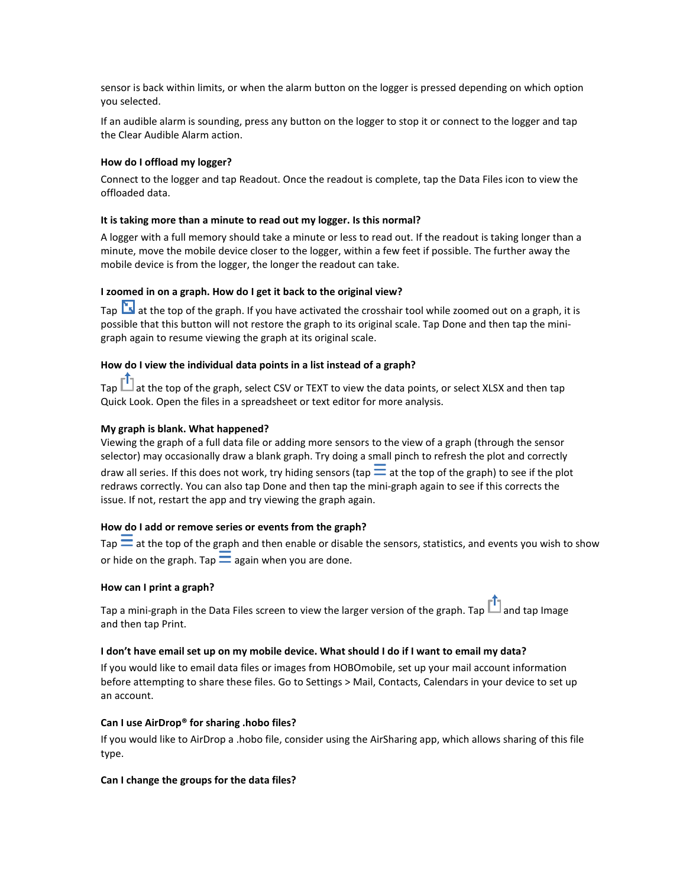sensor is back within limits, or when the alarm button on the logger is pressed depending on which option you selected.

If an audible alarm is sounding, press any button on the logger to stop it or connect to the logger and tap the Clear Audible Alarm action.

**How do I offload my logger?**

Connect to the logger and tap Readout. Once the readout is complete, tap the Data Files icon to view the offloaded data.

**It is taking more than a minute to read out my logger. Is this normal?**

A logger with a full memory should take a minute or less to read out. If the readout is taking longer than a minute, move the mobile device closer to the logger, within a few feet if possible. The further away the mobile device is from the logger, the longer the readout can take.

**I zoomed in on a graph. How do I get it back to the original view?**

Tap at the top of the graph. If you have activated the crosshair tool while zoomed out on a graph, it is possible that this button will not restore the graph to its original scale. Tap Done and then tap the mini-graph again to resume viewing the graph at its original scale.

**How do I view the individual data points in a list instead of a graph?**

Tap at the top of the graph, select CSV or TEXT to view the data points, or select XLSX and then tap Quick Look. Open the files in a spreadsheet or text editor for more analysis.

**My graph is blank. What happened?**

Viewing the graph of a full data file or adding more sensors to the view of a graph (through the sensor selector) may occasionally draw a blank graph. Try doing a small pinch to refresh the plot and correctly draw all series. If this does not work, try hiding sensors (tap at the top of the graph) to see if the plot redraws correctly. You can also tap Done and then tap the mini-graph again to see if this corrects the issue. If not, restart the app and try viewing the graph again.

**How do I add or remove series or events from the graph?**

Tap at the top of the graph and then enable or disable the sensors, statistics, and events you wish to show or hide on the graph. Tap again when you are done.

**How can I print a graph?**

Tap a mini-graph in the Data Files screen to view the larger version of the graph. Tap and tap Image and then tap Print.

**I don't have email set up on my mobile device. What should I do if I want to email my data?**

If you would like to email data files or images from HOBOmobile, set up your mail account information before attempting to share these files. Go to Settings > Mail, Contacts, Calendars in your device to set up an account.

**Can I use AirDrop® for sharing .hobo files?**

If you would like to AirDrop a .hobo file, consider using the AirSharing app, which allows sharing of this file type.

**Can I change the groups for the data files?**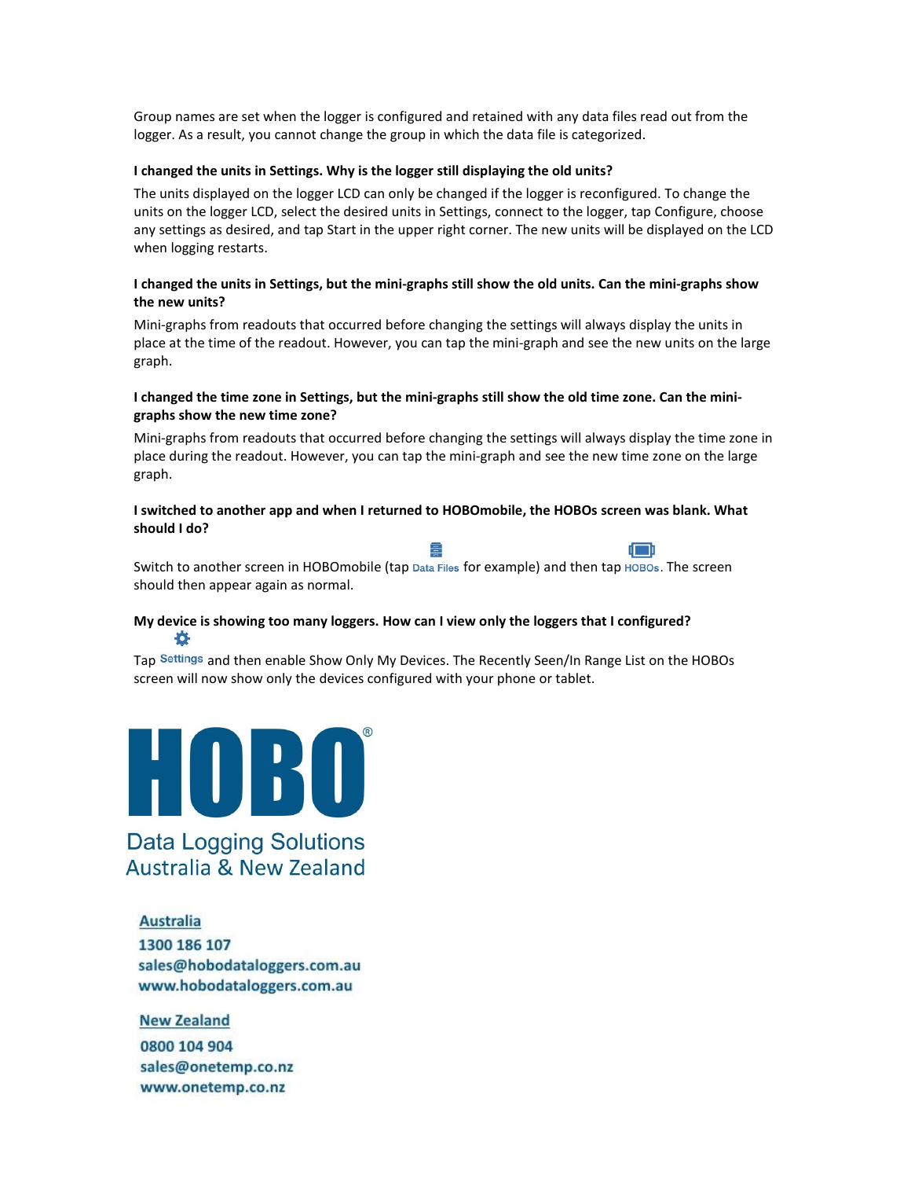Group names are set when the logger is configured and retained with any data files read out from the logger. As a result, you cannot change the group in which the data file is categorized.

**I changed the units in Settings. Why is the logger still displaying the old units?**

The units displayed on the logger LCD can only be changed if the logger is reconfigured. To change the units on the logger LCD, select the desired units in Settings, connect to the logger, tap Configure, choose any settings as desired, and tap Start in the upper right corner. The new units will be displayed on the LCD when logging restarts.

**I changed the units in Settings, but the mini-graphs still show the old units. Can the mini-graphs show the new units?**

Mini-graphs from readouts that occurred before changing the settings will always display the units in place at the time of the readout. However, you can tap the mini-graph and see the new units on the large graph.

**I changed the time zone in Settings, but the mini-graphs still show the old time zone. Can the mini-graphs show the new time zone?**

Mini-graphs from readouts that occurred before changing the settings will always display the time zone in place during the readout. However, you can tap the mini-graph and see the new time zone on the large graph.

**I switched to another app and when I returned to HOBOmobile, the HOBOs screen was blank. What should I do?**

Switch to another screen in HOBOmobile (tap Data Files for example) and then tap HOBOs. The screen should then appear again as normal.

**My device is showing too many loggers. How can I view only the loggers that I configured?**

Tap Settings and then enable Show Only My Devices. The Recently Seen/In Range List on the HOBOs screen will now show only the devices configured with your phone or tablet.

HOBO®

Data Logging Solutions
Australia & New Zealand

Australia
1300 186 107
sales@hobodataloggers.com.au
www.hobodataloggers.com.au

New Zealand
0800 104 904
sales@onetemp.co.nz
www.onetemp.co.nz